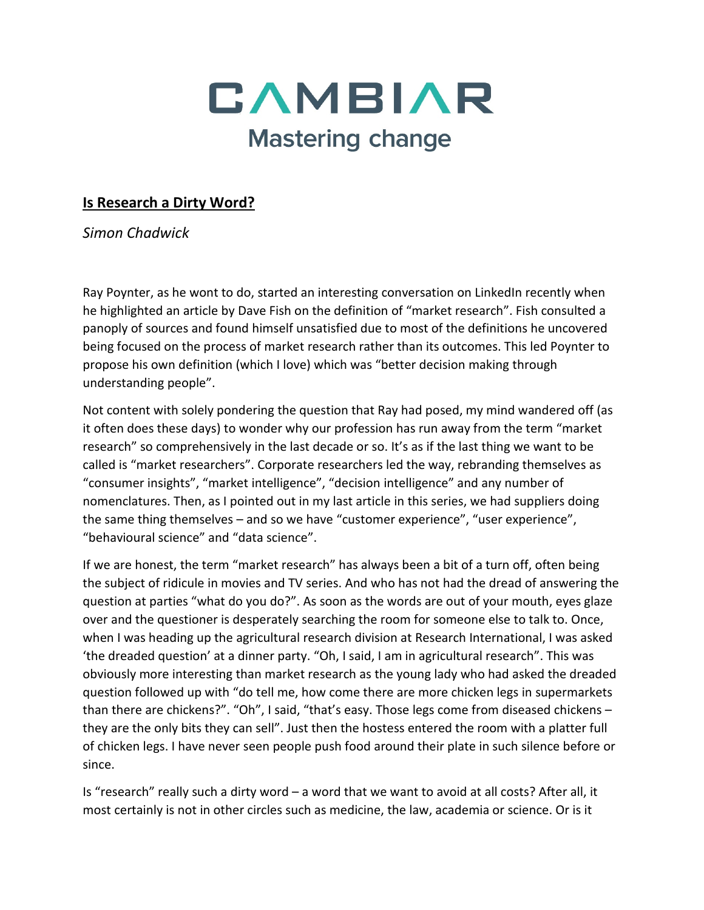# CAMBIAR

Mastering change

## **Is Research a Dirty Word?**

*Simon Chadwick*

Ray Poynter, as he wont to do, started an interesting conversation on LinkedIn recently when he highlighted an article by Dave Fish on the definition of "market research". Fish consulted a panoply of sources and found himself unsatisfied due to most of the definitions he uncovered being focused on the process of market research rather than its outcomes. This led Poynter to propose his own definition (which I love) which was "better decision making through understanding people".

Not content with solely pondering the question that Ray had posed, my mind wandered off (as it often does these days) to wonder why our profession has run away from the term "market research" so comprehensively in the last decade or so. It's as if the last thing we want to be called is "market researchers". Corporate researchers led the way, rebranding themselves as "consumer insights", "market intelligence", "decision intelligence" and any number of nomenclatures. Then, as I pointed out in my last article in this series, we had suppliers doing the same thing themselves – and so we have "customer experience", "user experience", "behavioural science" and "data science".

If we are honest, the term "market research" has always been a bit of a turn off, often being the subject of ridicule in movies and TV series. And who has not had the dread of answering the question at parties "what do you do?". As soon as the words are out of your mouth, eyes glaze over and the questioner is desperately searching the room for someone else to talk to. Once, when I was heading up the agricultural research division at Research International, I was asked 'the dreaded question' at a dinner party. "Oh, I said, I am in agricultural research". This was obviously more interesting than market research as the young lady who had asked the dreaded question followed up with "do tell me, how come there are more chicken legs in supermarkets than there are chickens?". "Oh", I said, "that's easy. Those legs come from diseased chickens – they are the only bits they can sell". Just then the hostess entered the room with a platter full of chicken legs. I have never seen people push food around their plate in such silence before or since.

Is "research" really such a dirty word – a word that we want to avoid at all costs? After all, it most certainly is not in other circles such as medicine, the law, academia or science. Or is it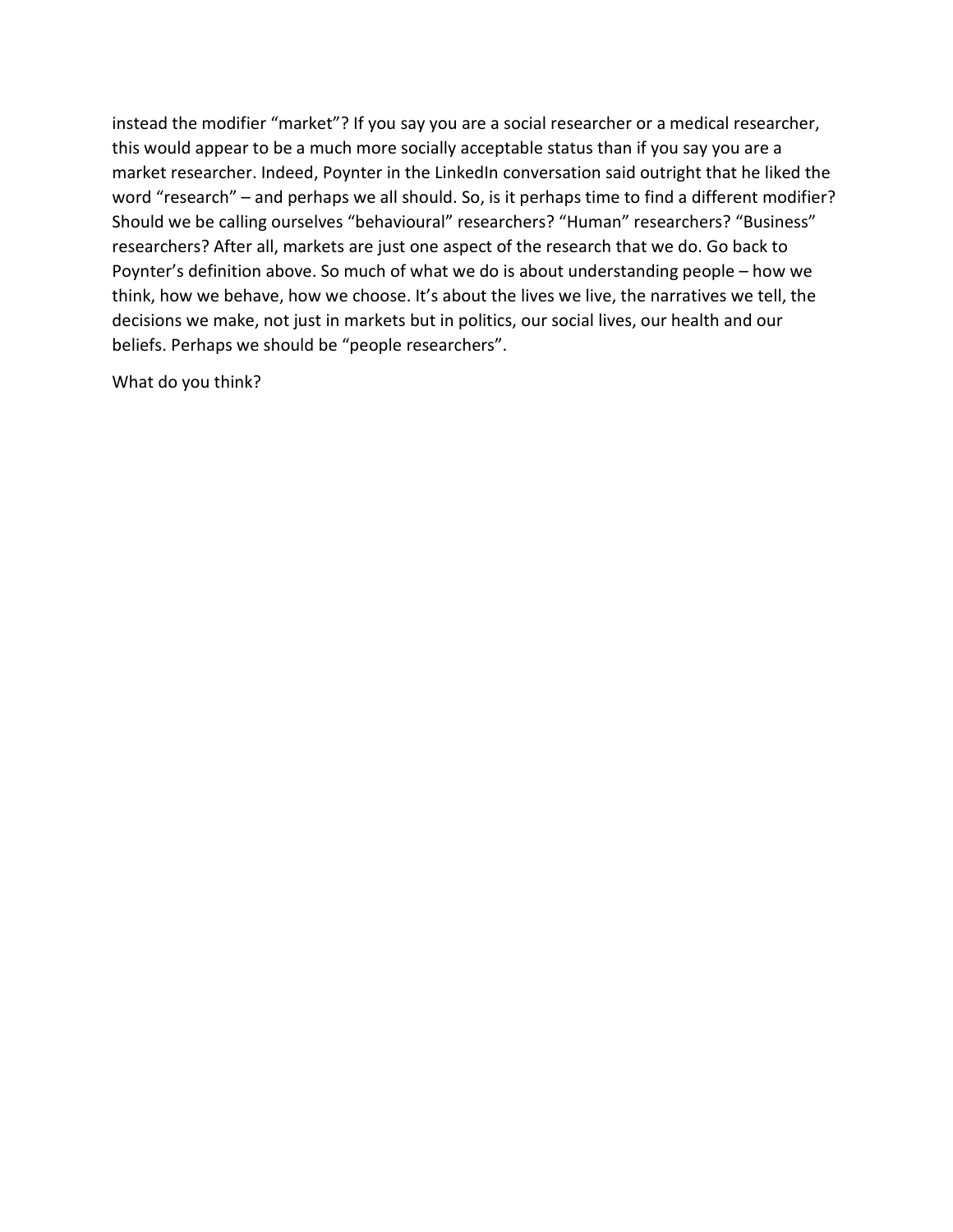instead the modifier “market”? If you say you are a social researcher or a medical researcher, this would appear to be a much more socially acceptable status than if you say you are a market researcher. Indeed, Poynter in the LinkedIn conversation said outright that he liked the word “research” – and perhaps we all should. So, is it perhaps time to find a different modifier? Should we be calling ourselves “behavioural” researchers? “Human” researchers? “Business” researchers? After all, markets are just one aspect of the research that we do. Go back to Poynter’s definition above. So much of what we do is about understanding people – how we think, how we behave, how we choose. It’s about the lives we live, the narratives we tell, the decisions we make, not just in markets but in politics, our social lives, our health and our beliefs. Perhaps we should be “people researchers”.

What do you think?